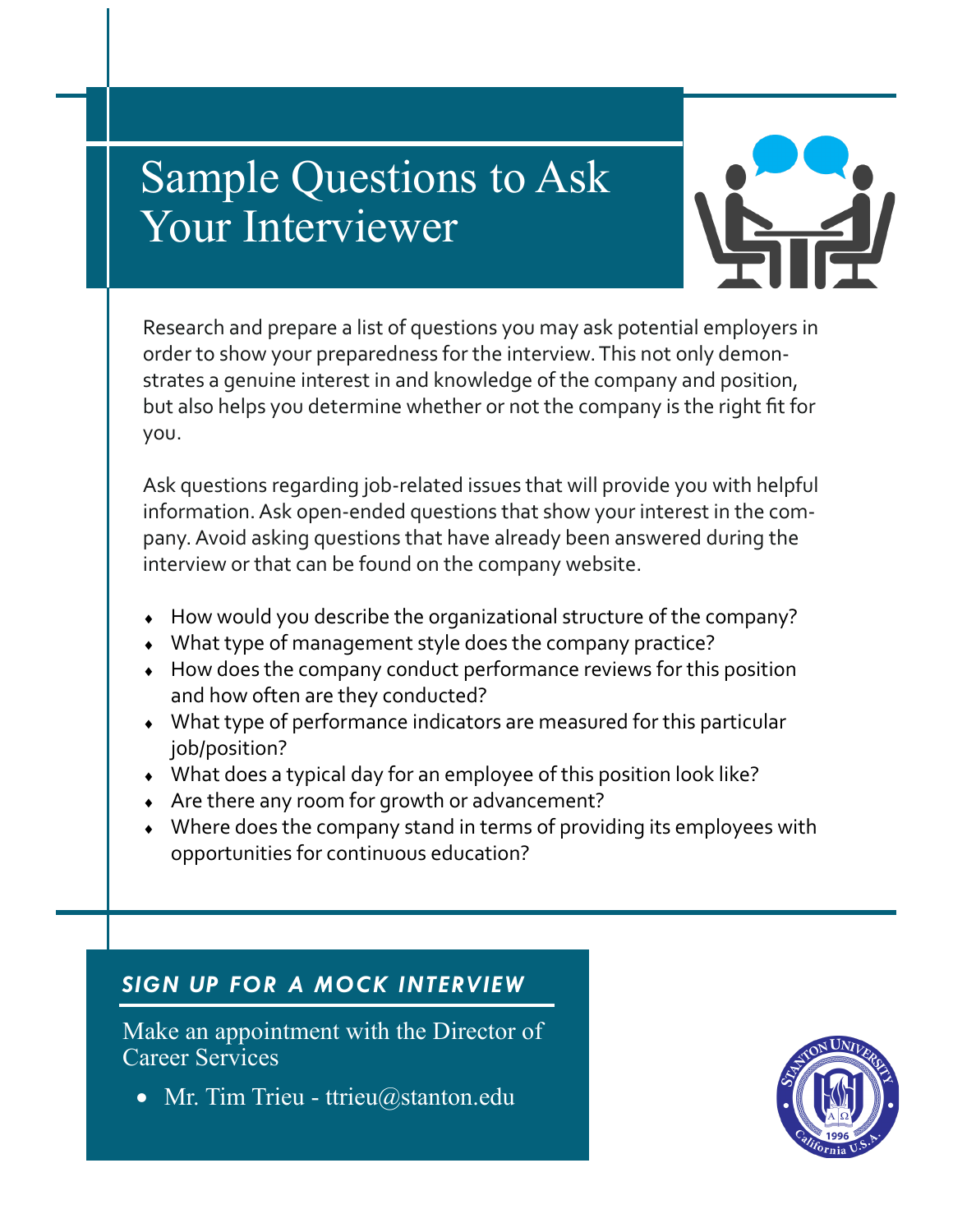# Sample Questions to Ask Your Interviewer

Research and prepare a list of questions you may ask potential employers in order to show your preparedness for the interview. This not only demonstrates a genuine interest in and knowledge of the company and position, but also helps you determine whether or not the company is the right fit for you.

Ask questions regarding job-related issues that will provide you with helpful information. Ask open-ended questions that show your interest in the company. Avoid asking questions that have already been answered during the interview or that can be found on the company website.

- How would you describe the organizational structure of the company?
- What type of management style does the company practice?
- How does the company conduct performance reviews for this position and how often are they conducted?
- What type of performance indicators are measured for this particular job/position?
- What does a typical day for an employee of this position look like?
- Are there any room for growth or advancement?
- Where does the company stand in terms of providing its employees with opportunities for continuous education?

## *SIGN UP FOR A MOCK INTERVIEW*

Make an appointment with the Director of Career Services

- Mr. Tim Trieu - ttrieu@stanton.edu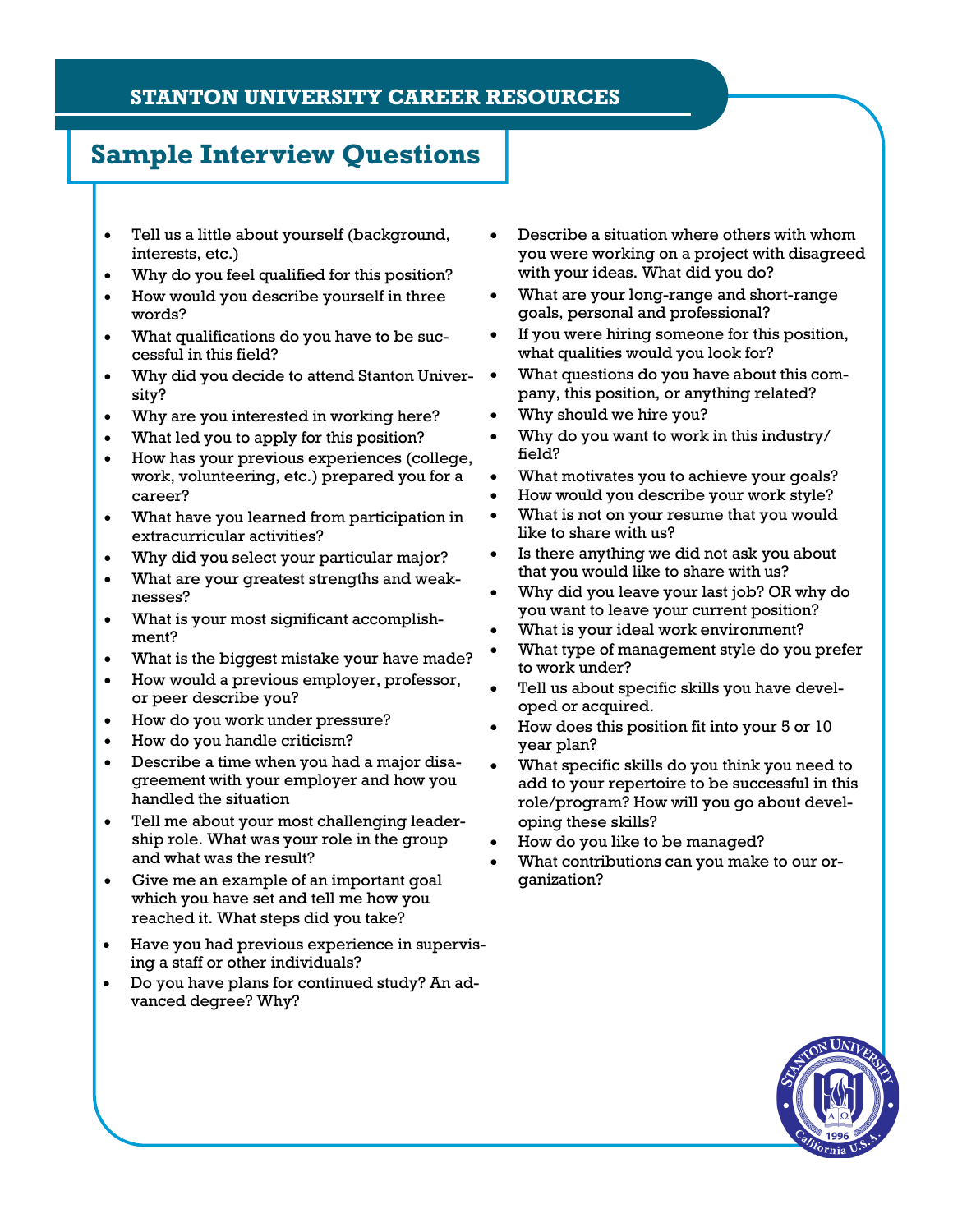## STANTON UNIVERSITY CAREER RESOURCES

# Sample Interview Questions

- Tell us a little about yourself (background, interests, etc.)
- Why do you feel qualified for this position?
- How would you describe yourself in three words?
- What qualifications do you have to be successful in this field?
- Why did you decide to attend Stanton University?
- Why are you interested in working here?
- What led you to apply for this position?
- How has your previous experiences (college, work, volunteering, etc.) prepared you for a career?
- What have you learned from participation in extracurricular activities?
- Why did you select your particular major?
- What are your greatest strengths and weaknesses?
- What is your most significant accomplishment?
- What is the biggest mistake your have made?
- How would a previous employer, professor, or peer describe you?
- How do you work under pressure?
- How do you handle criticism?
- Describe a time when you had a major disagreement with your employer and how you handled the situation
- Tell me about your most challenging leadership role. What was your role in the group and what was the result?
- Give me an example of an important goal which you have set and tell me how you reached it. What steps did you take?
- Have you had previous experience in supervising a staff or other individuals?
- Do you have plans for continued study? An advanced degree? Why?
- Describe a situation where others with whom you were working on a project with disagreed with your ideas. What did you do?
- What are your long-range and short-range goals, personal and professional?
- If you were hiring someone for this position, what qualities would you look for?
- What questions do you have about this company, this position, or anything related?
- Why should we hire you?
- Why do you want to work in this industry/ field?
- What motivates you to achieve your goals?
- How would you describe your work style?
- What is not on your resume that you would like to share with us?
- Is there anything we did not ask you about that you would like to share with us?
- Why did you leave your last job? OR why do you want to leave your current position?
- What is your ideal work environment?
- What type of management style do you prefer to work under?
- Tell us about specific skills you have developed or acquired.
- How does this position fit into your 5 or 10 year plan?
- What specific skills do you think you need to add to your repertoire to be successful in this role/program? How will you go about developing these skills?
- How do you like to be managed?
- What contributions can you make to our organization?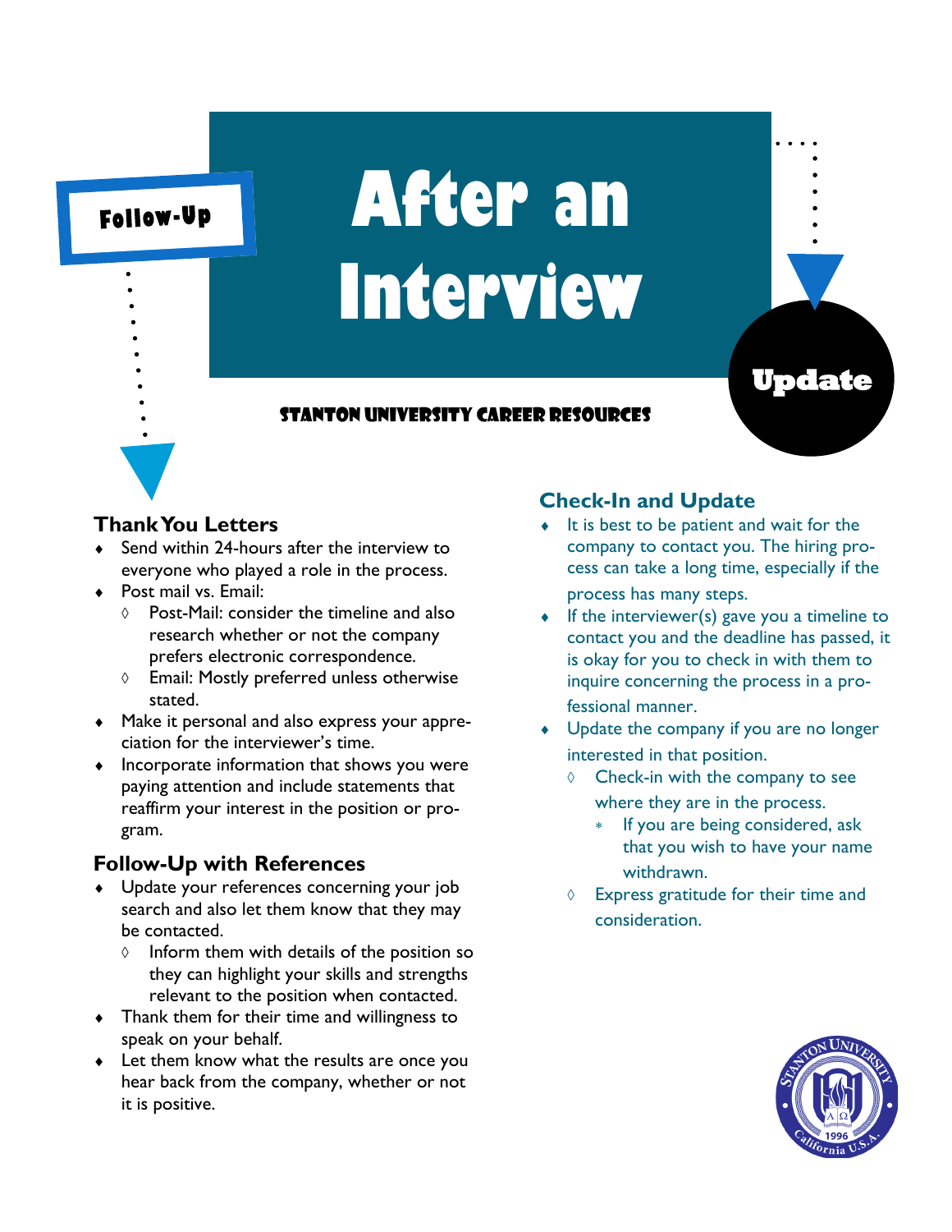Follow-Up

# After an Interview

Update

STANTON UNIVERSITY CAREER RESOURCES

## Thank You Letters

- Send within 24-hours after the interview to everyone who played a role in the process.
- Post mail vs. Email:
  - Post-Mail: consider the timeline and also research whether or not the company prefers electronic correspondence.
  - Email: Mostly preferred unless otherwise stated.
- Make it personal and also express your appreciation for the interviewer's time.
- Incorporate information that shows you were paying attention and include statements that reaffirm your interest in the position or program.

## Follow-Up with References

- Update your references concerning your job search and also let them know that they may be contacted.
  - Inform them with details of the position so they can highlight your skills and strengths relevant to the position when contacted.
- Thank them for their time and willingness to speak on your behalf.
- Let them know what the results are once you hear back from the company, whether or not it is positive.

## Check-In and Update

- It is best to be patient and wait for the company to contact you. The hiring process can take a long time, especially if the process has many steps.
- If the interviewer(s) gave you a timeline to contact you and the deadline has passed, it is okay for you to check in with them to inquire concerning the process in a professional manner.
- Update the company if you are no longer interested in that position.
  - Check-in with the company to see where they are in the process.
    - If you are being considered, ask that you wish to have your name withdrawn.
  - Express gratitude for their time and consideration.

STANTON UNIVERSITY
1996
California U.S.A.